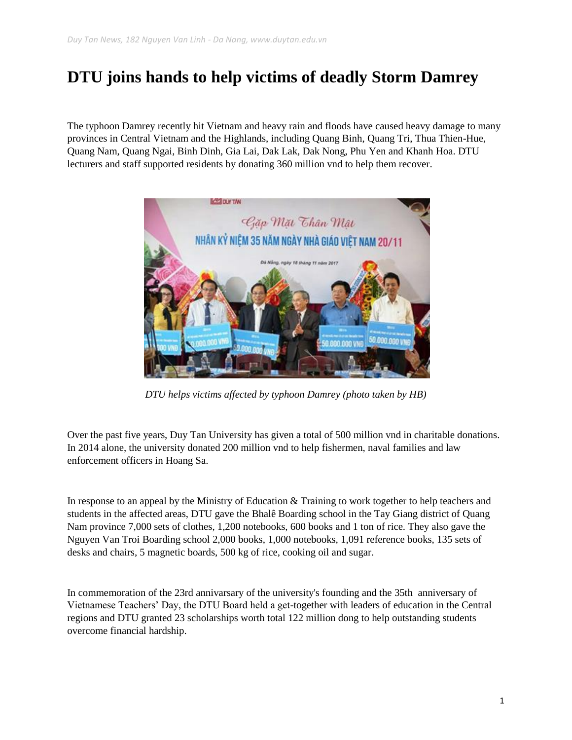# DTU joins hands to help victims of deadly Storm Damrey

The typhoon Damrey recently hit Vietnam and heavy rain and floods have caused heavy damage to many provinces in Central Vietnam and the Highlands, including Quang Binh, Quang Tri, Thua Thien-Hue, Quang Nam, Quang Ngai, Binh Dinh, Gia Lai, Dak Lak, Dak Nong, Phu Yen and Khanh Hoa. DTU lecturers and staff supported residents by donating 360 million vnd to help them recover.

*DTU helps victims affected by typhoon Damrey (photo taken by HB)*

Over the past five years, Duy Tan University has given a total of 500 million vnd in charitable donations. In 2014 alone, the university donated 200 million vnd to help fishermen, naval families and law enforcement officers in Hoang Sa.

In response to an appeal by the Ministry of Education & Training to work together to help teachers and students in the affected areas, DTU gave the Bhalê Boarding school in the Tay Giang district of Quang Nam province 7,000 sets of clothes, 1,200 notebooks, 600 books and 1 ton of rice. They also gave the Nguyen Van Troi Boarding school 2,000 books, 1,000 notebooks, 1,091 reference books, 135 sets of desks and chairs, 5 magnetic boards, 500 kg of rice, cooking oil and sugar.

In commemoration of the 23rd annivarsary of the university's founding and the 35th anniversary of Vietnamese Teachers' Day, the DTU Board held a get-together with leaders of education in the Central regions and DTU granted 23 scholarships worth total 122 million dong to help outstanding students overcome financial hardship.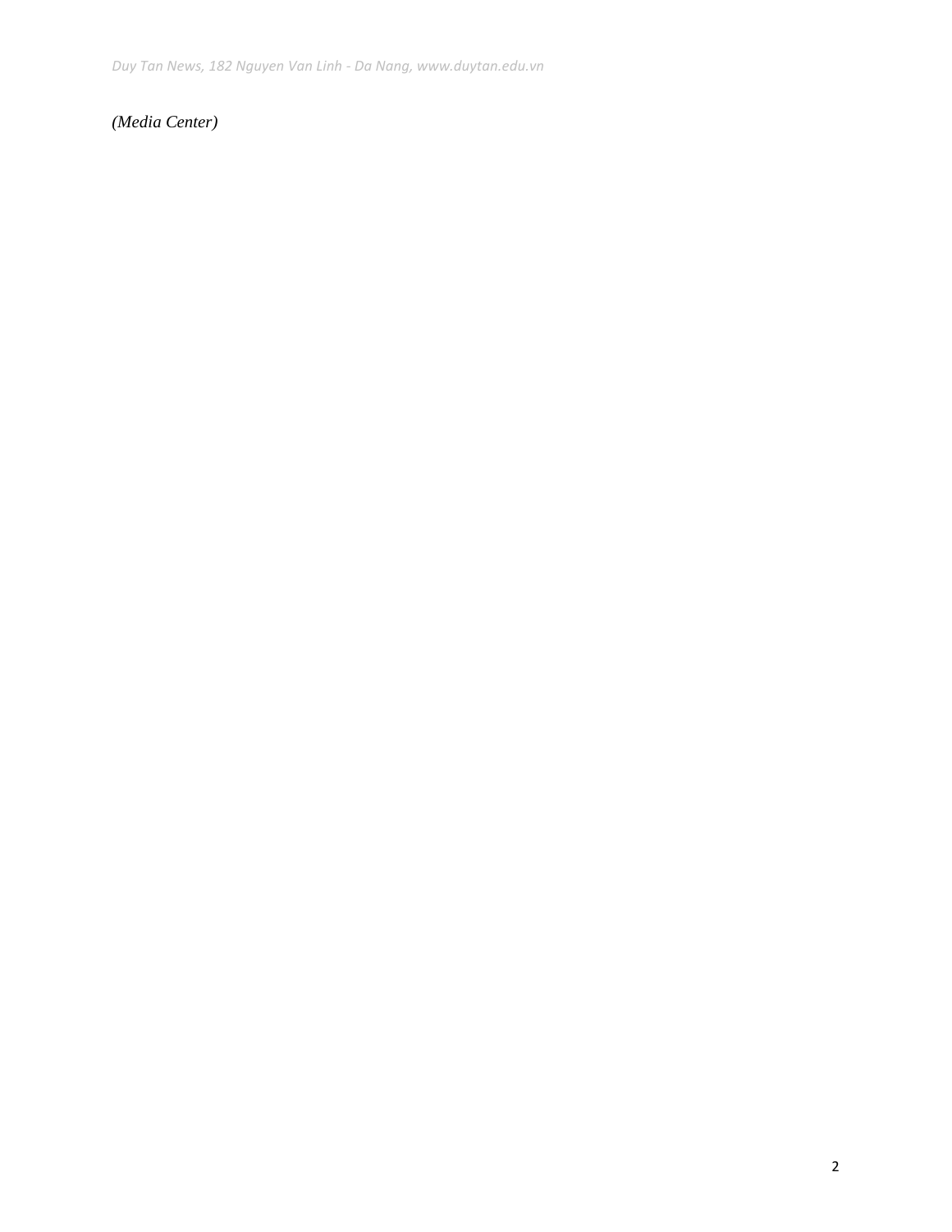*(Media Center)*